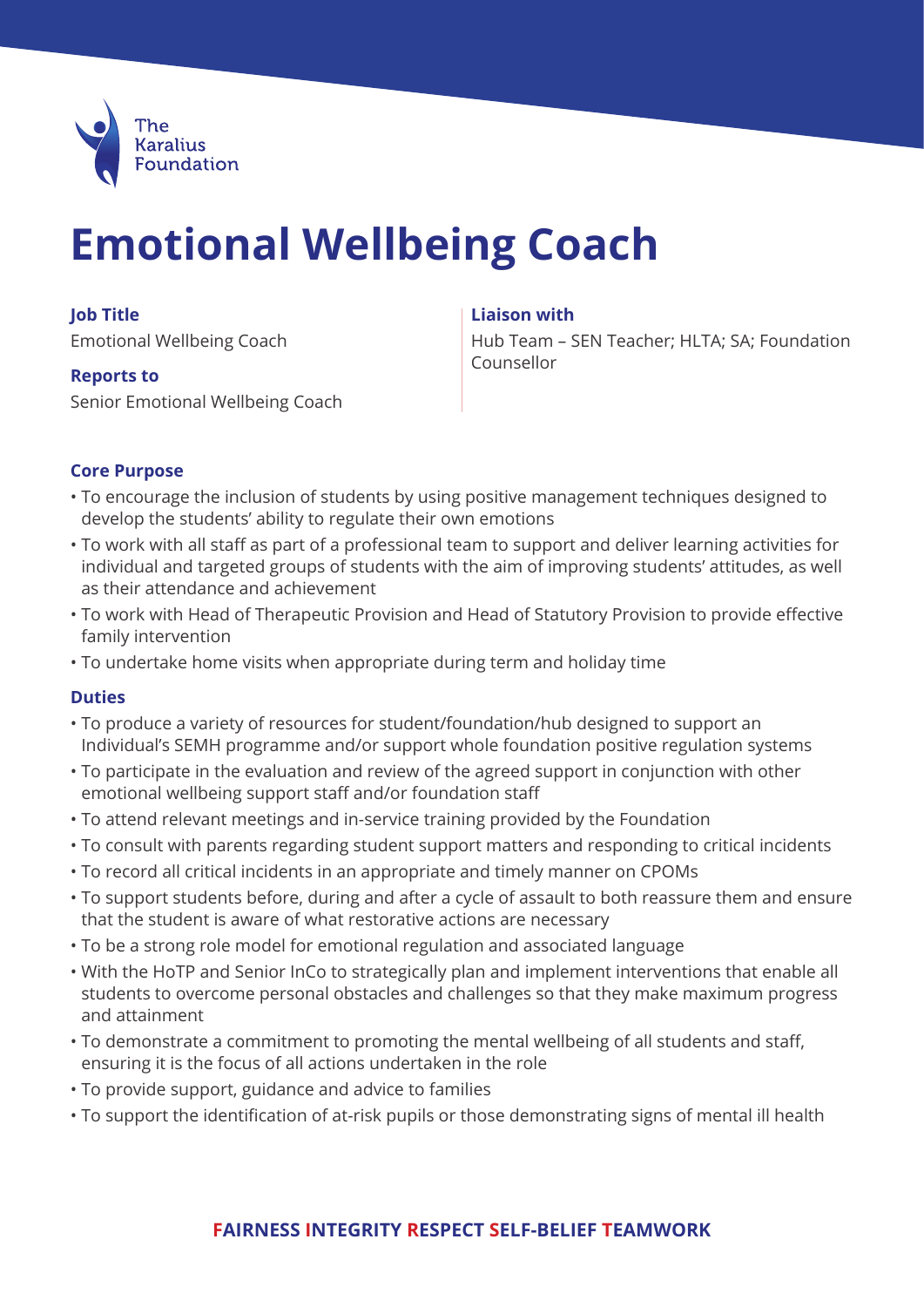The Karalius Foundation

# Emotional Wellbeing Coach

**Job Title**
Emotional Wellbeing Coach

**Reports to**
Senior Emotional Wellbeing Coach

**Liaison with**
Hub Team – SEN Teacher; HLTA; SA; Foundation Counsellor

## Core Purpose

- To encourage the inclusion of students by using positive management techniques designed to develop the students' ability to regulate their own emotions
- To work with all staff as part of a professional team to support and deliver learning activities for individual and targeted groups of students with the aim of improving students' attitudes, as well as their attendance and achievement
- To work with Head of Therapeutic Provision and Head of Statutory Provision to provide effective family intervention
- To undertake home visits when appropriate during term and holiday time

## Duties

- To produce a variety of resources for student/foundation/hub designed to support an Individual's SEMH programme and/or support whole foundation positive regulation systems
- To participate in the evaluation and review of the agreed support in conjunction with other emotional wellbeing support staff and/or foundation staff
- To attend relevant meetings and in-service training provided by the Foundation
- To consult with parents regarding student support matters and responding to critical incidents
- To record all critical incidents in an appropriate and timely manner on CPOMs
- To support students before, during and after a cycle of assault to both reassure them and ensure that the student is aware of what restorative actions are necessary
- To be a strong role model for emotional regulation and associated language
- With the HoTP and Senior InCo to strategically plan and implement interventions that enable all students to overcome personal obstacles and challenges so that they make maximum progress and attainment
- To demonstrate a commitment to promoting the mental wellbeing of all students and staff, ensuring it is the focus of all actions undertaken in the role
- To provide support, guidance and advice to families
- To support the identification of at-risk pupils or those demonstrating signs of mental ill health

**FAIRNESS INTEGRITY RESPECT SELF-BELIEF TEAMWORK**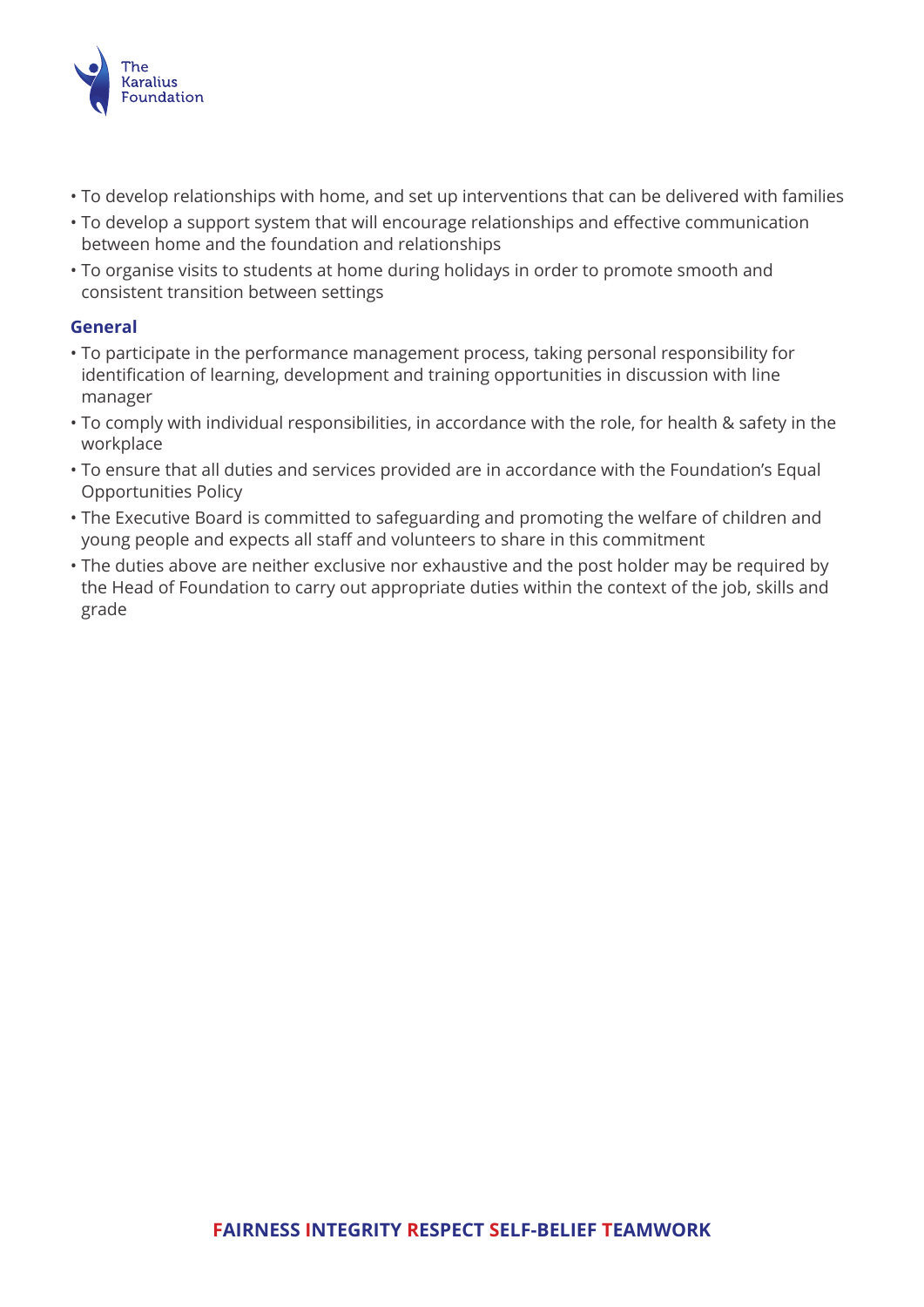- To develop relationships with home, and set up interventions that can be delivered with families
- To develop a support system that will encourage relationships and effective communication between home and the foundation and relationships
- To organise visits to students at home during holidays in order to promote smooth and consistent transition between settings

### General

- To participate in the performance management process, taking personal responsibility for identification of learning, development and training opportunities in discussion with line manager
- To comply with individual responsibilities, in accordance with the role, for health & safety in the workplace
- To ensure that all duties and services provided are in accordance with the Foundation's Equal Opportunities Policy
- The Executive Board is committed to safeguarding and promoting the welfare of children and young people and expects all staff and volunteers to share in this commitment
- The duties above are neither exclusive nor exhaustive and the post holder may be required by the Head of Foundation to carry out appropriate duties within the context of the job, skills and grade

**FAIRNESS INTEGRITY RESPECT SELF-BELIEF TEAMWORK**